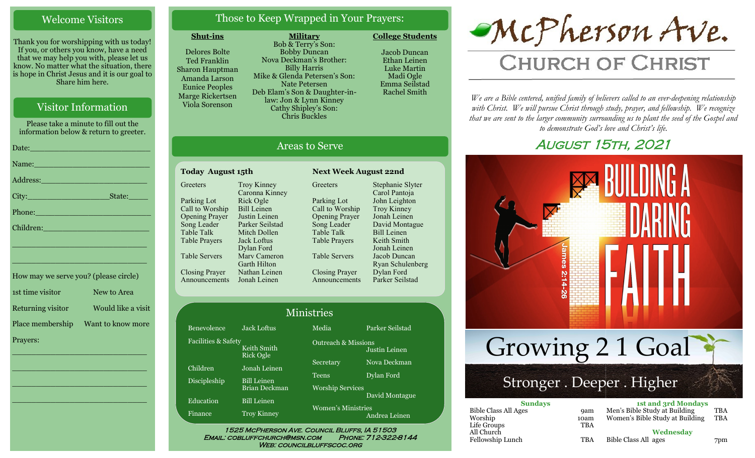## Welcome Visitors

Thank you for worshipping with us today! If you, or others you know, have a need that we may help you with, please let us know. No matter what the situation, there is hope in Christ Jesus and it is our goal to Share him here.

## Visitor Information

Please take a minute to fill out the information below & return to greeter.

Date:________________________

Name:________________________

Address:______________________

City:_________________State:_____

Phone:________________________

Children:______________________

______________________________

______________________________

How may we serve you? (please circle)

| | |
|---|---|
| 1st time visitor | New to Area |
| Returning visitor | Would like a visit |
| Place membership | Want to know more |

Prayers:

______________________________

______________________________

______________________________

______________________________

## Those to Keep Wrapped in Your Prayers:

**Shut-ins**

Delores Bolte
Ted Franklin
Sharon Hauptman
Amanda Larson
Eunice Peoples
Marge Rickertsen
Viola Sorenson

**Military**

Bob & Terry's Son:
Bobby Duncan
Nova Deckman's Brother:
Billy Harris
Mike & Glenda Petersen's Son:
Nate Petersen
Deb Elam's Son & Daughter-in-law: Jon & Lynn Kinney
Cathy Shipley's Son:
Chris Buckles

**College Students**

Jacob Duncan
Ethan Leinen
Luke Martin
Madi Ogle
Emma Seilstad
Rachel Smith

## Areas to Serve

**Today August 15th**

| | |
|---|---|
| Greeters | Troy Kinney, Caronna Kinney |
| Parking Lot | Rick Ogle |
| Call to Worship | Bill Leinen |
| Opening Prayer | Justin Leinen |
| Song Leader | Parker Seilstad |
| Table Talk | Mitch Dollen |
| Table Prayers | Jack Loftus, Dylan Ford |
| Table Servers | Marv Cameron, Garth Hilton |
| Closing Prayer | Nathan Leinen |
| Announcements | Jonah Leinen |

**Next Week August 22nd**

| | |
|---|---|
| Greeters | Stephanie Slyter, Carol Pantoja |
| Parking Lot | John Leighton |
| Call to Worship | Troy Kinney |
| Opening Prayer | Jonah Leinen |
| Song Leader | David Montague |
| Table Talk | Bill Leinen |
| Table Prayers | Keith Smith, Jonah Leinen |
| Table Servers | Jacob Duncan, Ryan Schulenberg |
| Closing Prayer | Dylan Ford |
| Announcements | Parker Seilstad |

## Ministries

| | |
|---|---|
| Benevolence | Jack Loftus |
| Facilities & Safety | Keith Smith, Rick Ogle |
| Children | Jonah Leinen |
| Discipleship | Bill Leinen, Brian Deckman |
| Education | Bill Leinen |
| Finance | Troy Kinney |
| Media | Parker Seilstad |
| Outreach & Missions | Justin Leinen |
| Secretary | Nova Deckman |
| Teens | Dylan Ford |
| Worship Services | David Montague |
| Women's Ministries | Andrea Leinen |

1525 McPherson Ave. Council Bluffs, IA 51503
Email: cobluffchurch@msn.com Phone: 712-322-8144
Web: councilbluffscoc.org

# McPherson Ave. Church of Christ

*We are a Bible centered, unified family of believers called to an ever-deepening relationship with Christ. We will pursue Christ through study, prayer, and fellowship. We recognize that we are sent to the larger community surrounding us to plant the seed of the Gospel and to demonstrate God's love and Christ's life.*

## August 15th, 2021

Building a Daring Faith — James 2:14-26

Growing 2 1 Goal
Stronger . Deeper . Higher

**Sundays**

| | |
|---|---|
| Bible Class All Ages | 9am |
| Worship | 10am |
| Life Groups | TBA |
| All Church Fellowship Lunch | TBA |

**1st and 3rd Mondays**

| | |
|---|---|
| Men's Bible Study at Building | TBA |
| Women's Bible Study at Building | TBA |

**Wednesday**

| | |
|---|---|
| Bible Class All ages | 7pm |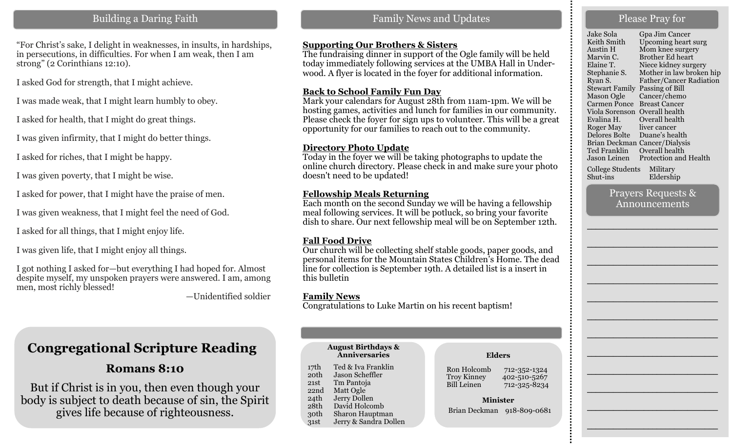## Building a Daring Faith

"For Christ's sake, I delight in weaknesses, in insults, in hardships, in persecutions, in difficulties. For when I am weak, then I am strong" (2 Corinthians 12:10).

I asked God for strength, that I might achieve.

I was made weak, that I might learn humbly to obey.

I asked for health, that I might do great things.

I was given infirmity, that I might do better things.

I asked for riches, that I might be happy.

I was given poverty, that I might be wise.

I asked for power, that I might have the praise of men.

I was given weakness, that I might feel the need of God.

I asked for all things, that I might enjoy life.

I was given life, that I might enjoy all things.

I got nothing I asked for—but everything I had hoped for. Almost despite myself, my unspoken prayers were answered. I am, among men, most richly blessed!

—Unidentified soldier

# Congregational Scripture Reading

## Romans 8:10

But if Christ is in you, then even though your body is subject to death because of sin, the Spirit gives life because of righteousness.

## Family News and Updates

**Supporting Our Brothers & Sisters**
The fundraising dinner in support of the Ogle family will be held today immediately following services at the UMBA Hall in Underwood. A flyer is located in the foyer for additional information.

**Back to School Family Fun Day**
Mark your calendars for August 28th from 11am-1pm. We will be hosting games, activities and lunch for families in our community. Please check the foyer for sign ups to volunteer. This will be a great opportunity for our families to reach out to the community.

**Directory Photo Update**
Today in the foyer we will be taking photographs to update the online church directory. Please check in and make sure your photo doesn't need to be updated!

**Fellowship Meals Returning**
Each month on the second Sunday we will be having a fellowship meal following services. It will be potluck, so bring your favorite dish to share. Our next fellowship meal will be on September 12th.

**Fall Food Drive**
Our church will be collecting shelf stable goods, paper goods, and personal items for the Mountain States Children's Home. The dead line for collection is September 19th. A detailed list is a insert in this bulletin

**Family News**
Congratulations to Luke Martin on his recent baptism!

**August Birthdays & Anniversaries**

| | |
|---|---|
| 17th | Ted & Iva Franklin |
| 20th | Jason Scheffler |
| 21st | Tm Pantoja |
| 22nd | Matt Ogle |
| 24th | Jerry Dollen |
| 28th | David Holcomb |
| 30th | Sharon Hauptman |
| 31st | Jerry & Sandra Dollen |

**Elders**

| | |
|---|---|
| Ron Holcomb | 712-352-1324 |
| Troy Kinney | 402-510-5267 |
| Bill Leinen | 712-325-8234 |

**Minister**

Brian Deckman 918-809-0681

## Please Pray for

| | |
|---|---|
| Jake Sola | Gpa Jim Cancer |
| Keith Smith | Upcoming heart surg |
| Austin H | Mom knee surgery |
| Marvin C. | Brother Ed heart |
| Elaine T. | Niece kidney surgery |
| Stephanie S. | Mother in law broken hip |
| Ryan S. | Father/Cancer Radiation |
| Stewart Family | Passing of Bill |
| Mason Ogle | Cancer/chemo |
| Carmen Ponce | Breast Cancer |
| Viola Sorenson | Overall health |
| Evalina H. | Overall health |
| Roger May | liver cancer |
| Delores Bolte | Duane's health |
| Brian Deckman | Cancer/Dialysis |
| Ted Franklin | Overall health |
| Jason Leinen | Protection and Health |
| College Students | Military |
| Shut-ins | Eldership |

## Prayers Requests & Announcements

\_\_\_\_\_\_\_\_\_\_\_\_\_\_\_\_\_\_\_\_\_\_\_\_

\_\_\_\_\_\_\_\_\_\_\_\_\_\_\_\_\_\_\_\_\_\_\_\_

\_\_\_\_\_\_\_\_\_\_\_\_\_\_\_\_\_\_\_\_\_\_\_\_

\_\_\_\_\_\_\_\_\_\_\_\_\_\_\_\_\_\_\_\_\_\_\_\_

\_\_\_\_\_\_\_\_\_\_\_\_\_\_\_\_\_\_\_\_\_\_\_\_

\_\_\_\_\_\_\_\_\_\_\_\_\_\_\_\_\_\_\_\_\_\_\_\_

\_\_\_\_\_\_\_\_\_\_\_\_\_\_\_\_\_\_\_\_\_\_\_\_

\_\_\_\_\_\_\_\_\_\_\_\_\_\_\_\_\_\_\_\_\_\_\_\_

\_\_\_\_\_\_\_\_\_\_\_\_\_\_\_\_\_\_\_\_\_\_\_\_

\_\_\_\_\_\_\_\_\_\_\_\_\_\_\_\_\_\_\_\_\_\_\_\_

\_\_\_\_\_\_\_\_\_\_\_\_\_\_\_\_\_\_\_\_\_\_\_\_

\_\_\_\_\_\_\_\_\_\_\_\_\_\_\_\_\_\_\_\_\_\_\_\_